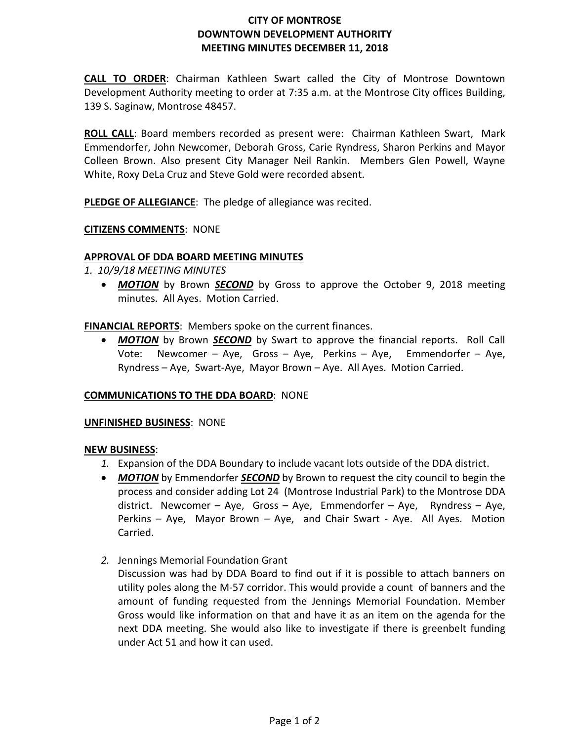# CITY OF MONTROSE
# DOWNTOWN DEVELOPMENT AUTHORITY
# MEETING MINUTES DECEMBER 11, 2018

**CALL TO ORDER**: Chairman Kathleen Swart called the City of Montrose Downtown Development Authority meeting to order at 7:35 a.m. at the Montrose City offices Building, 139 S. Saginaw, Montrose 48457.

**ROLL CALL**: Board members recorded as present were: Chairman Kathleen Swart, Mark Emmendorfer, John Newcomer, Deborah Gross, Carie Ryndress, Sharon Perkins and Mayor Colleen Brown. Also present City Manager Neil Rankin. Members Glen Powell, Wayne White, Roxy DeLa Cruz and Steve Gold were recorded absent.

**PLEDGE OF ALLEGIANCE**: The pledge of allegiance was recited.

**CITIZENS COMMENTS**: NONE

**APPROVAL OF DDA BOARD MEETING MINUTES**

*1. 10/9/18 MEETING MINUTES*

- ***MOTION*** by Brown ***SECOND*** by Gross to approve the October 9, 2018 meeting minutes. All Ayes. Motion Carried.

**FINANCIAL REPORTS**: Members spoke on the current finances.

- ***MOTION*** by Brown ***SECOND*** by Swart to approve the financial reports. Roll Call Vote: Newcomer – Aye, Gross – Aye, Perkins – Aye, Emmendorfer – Aye, Ryndress – Aye, Swart-Aye, Mayor Brown – Aye. All Ayes. Motion Carried.

**COMMUNICATIONS TO THE DDA BOARD**: NONE

**UNFINISHED BUSINESS**: NONE

**NEW BUSINESS**:

1. Expansion of the DDA Boundary to include vacant lots outside of the DDA district.

- ***MOTION*** by Emmendorfer ***SECOND*** by Brown to request the city council to begin the process and consider adding Lot 24 (Montrose Industrial Park) to the Montrose DDA district. Newcomer – Aye, Gross – Aye, Emmendorfer – Aye, Ryndress – Aye, Perkins – Aye, Mayor Brown – Aye, and Chair Swart - Aye. All Ayes. Motion Carried.

2. Jennings Memorial Foundation Grant

   Discussion was had by DDA Board to find out if it is possible to attach banners on utility poles along the M-57 corridor. This would provide a count of banners and the amount of funding requested from the Jennings Memorial Foundation. Member Gross would like information on that and have it as an item on the agenda for the next DDA meeting. She would also like to investigate if there is greenbelt funding under Act 51 and how it can used.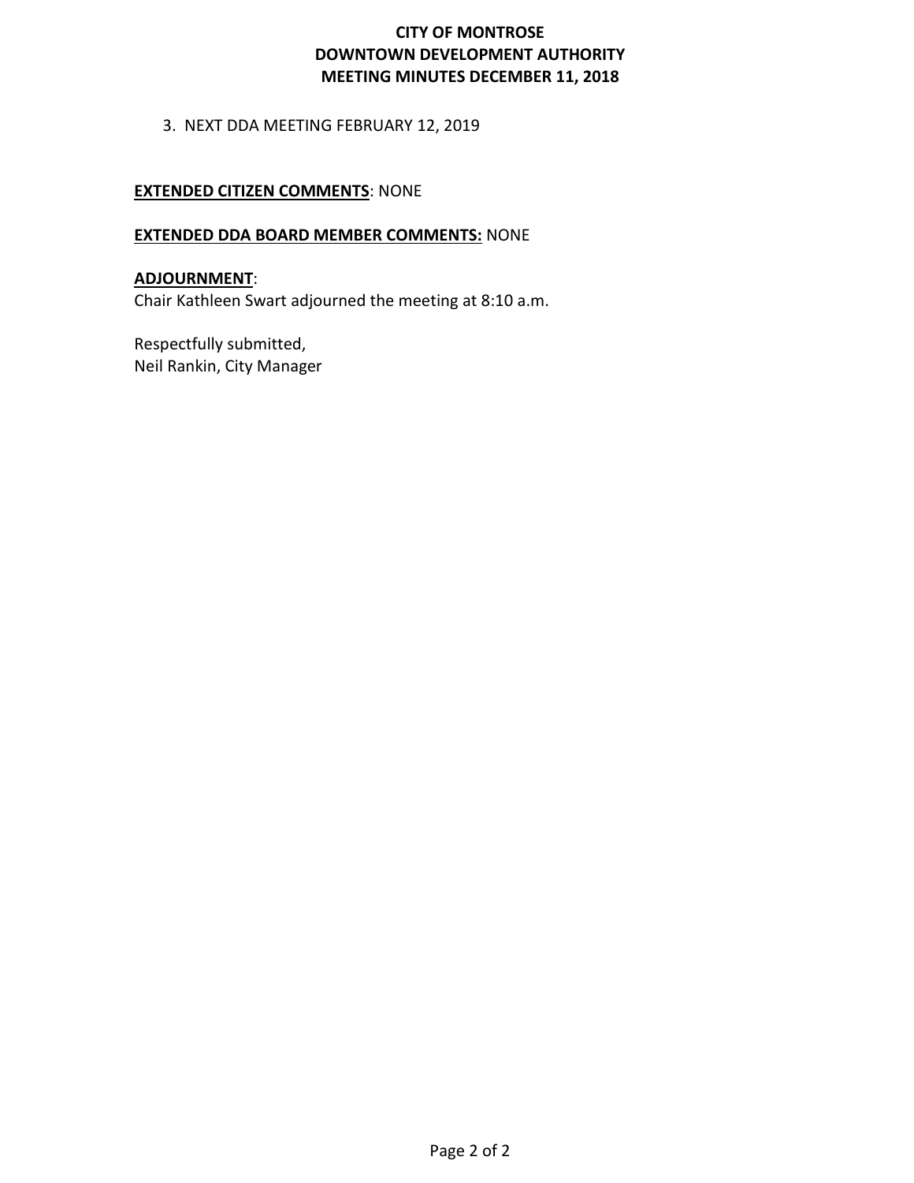3. NEXT DDA MEETING FEBRUARY 12, 2019

**EXTENDED CITIZEN COMMENTS**: NONE

**EXTENDED DDA BOARD MEMBER COMMENTS:** NONE

**ADJOURNMENT**:
Chair Kathleen Swart adjourned the meeting at 8:10 a.m.

Respectfully submitted,
Neil Rankin, City Manager